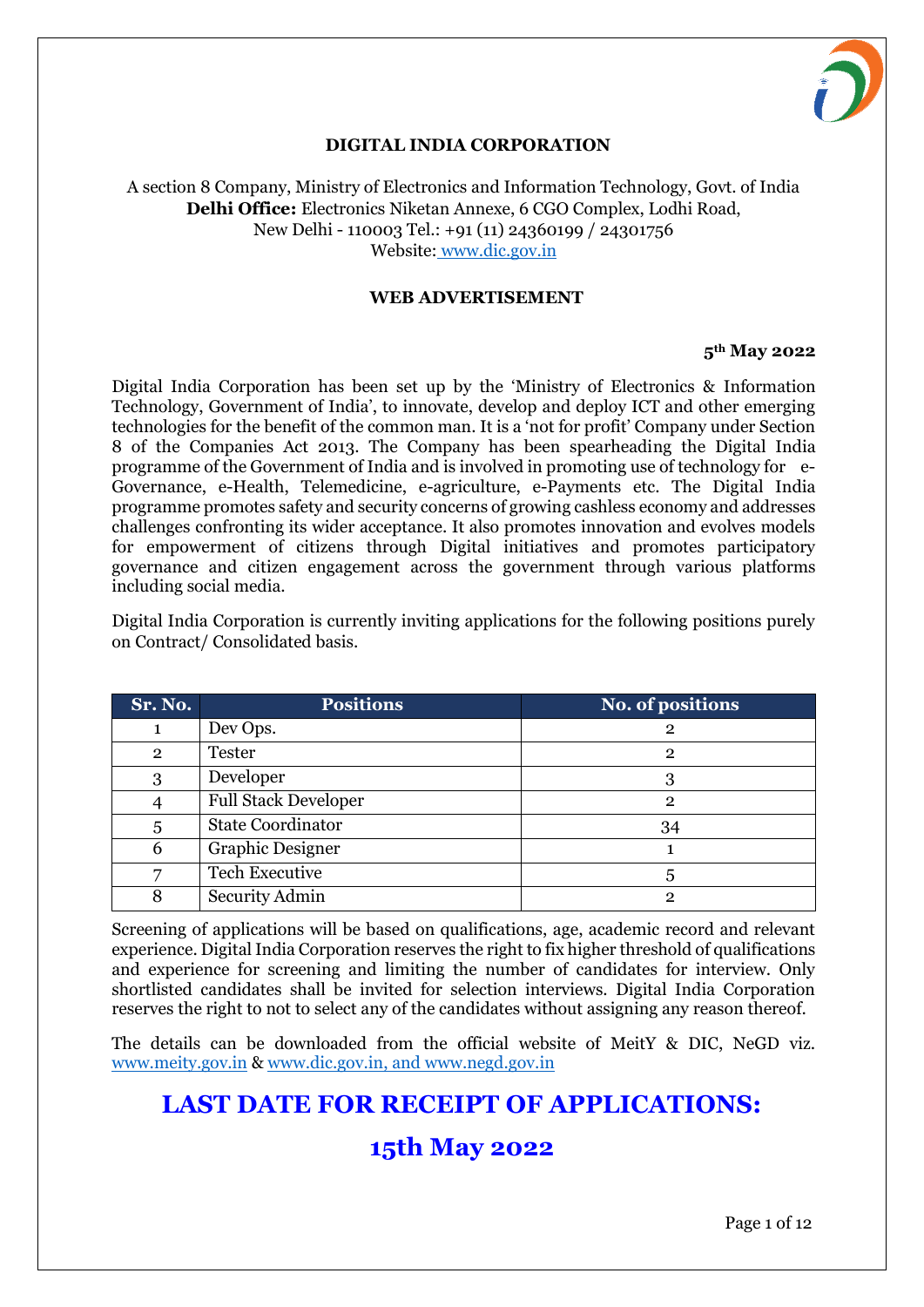# DIGITAL INDIA CORPORATION

A section 8 Company, Ministry of Electronics and Information Technology, Govt. of India
**Delhi Office:** Electronics Niketan Annexe, 6 CGO Complex, Lodhi Road,
New Delhi - 110003 Tel.: +91 (11) 24360199 / 24301756
Website: www.dic.gov.in

## WEB ADVERTISEMENT

**5th May 2022**

Digital India Corporation has been set up by the 'Ministry of Electronics & Information Technology, Government of India', to innovate, develop and deploy ICT and other emerging technologies for the benefit of the common man. It is a 'not for profit' Company under Section 8 of the Companies Act 2013. The Company has been spearheading the Digital India programme of the Government of India and is involved in promoting use of technology for e-Governance, e-Health, Telemedicine, e-agriculture, e-Payments etc. The Digital India programme promotes safety and security concerns of growing cashless economy and addresses challenges confronting its wider acceptance. It also promotes innovation and evolves models for empowerment of citizens through Digital initiatives and promotes participatory governance and citizen engagement across the government through various platforms including social media.

Digital India Corporation is currently inviting applications for the following positions purely on Contract/ Consolidated basis.

| Sr. No. | Positions | No. of positions |
|---|---|---|
| 1 | Dev Ops. | 2 |
| 2 | Tester | 2 |
| 3 | Developer | 3 |
| 4 | Full Stack Developer | 2 |
| 5 | State Coordinator | 34 |
| 6 | Graphic Designer | 1 |
| 7 | Tech Executive | 5 |
| 8 | Security Admin | 2 |

Screening of applications will be based on qualifications, age, academic record and relevant experience. Digital India Corporation reserves the right to fix higher threshold of qualifications and experience for screening and limiting the number of candidates for interview. Only shortlisted candidates shall be invited for selection interviews. Digital India Corporation reserves the right to not to select any of the candidates without assigning any reason thereof.

The details can be downloaded from the official website of MeitY & DIC, NeGD viz. www.meity.gov.in & www.dic.gov.in, and www.negd.gov.in

# LAST DATE FOR RECEIPT OF APPLICATIONS:

# 15th May 2022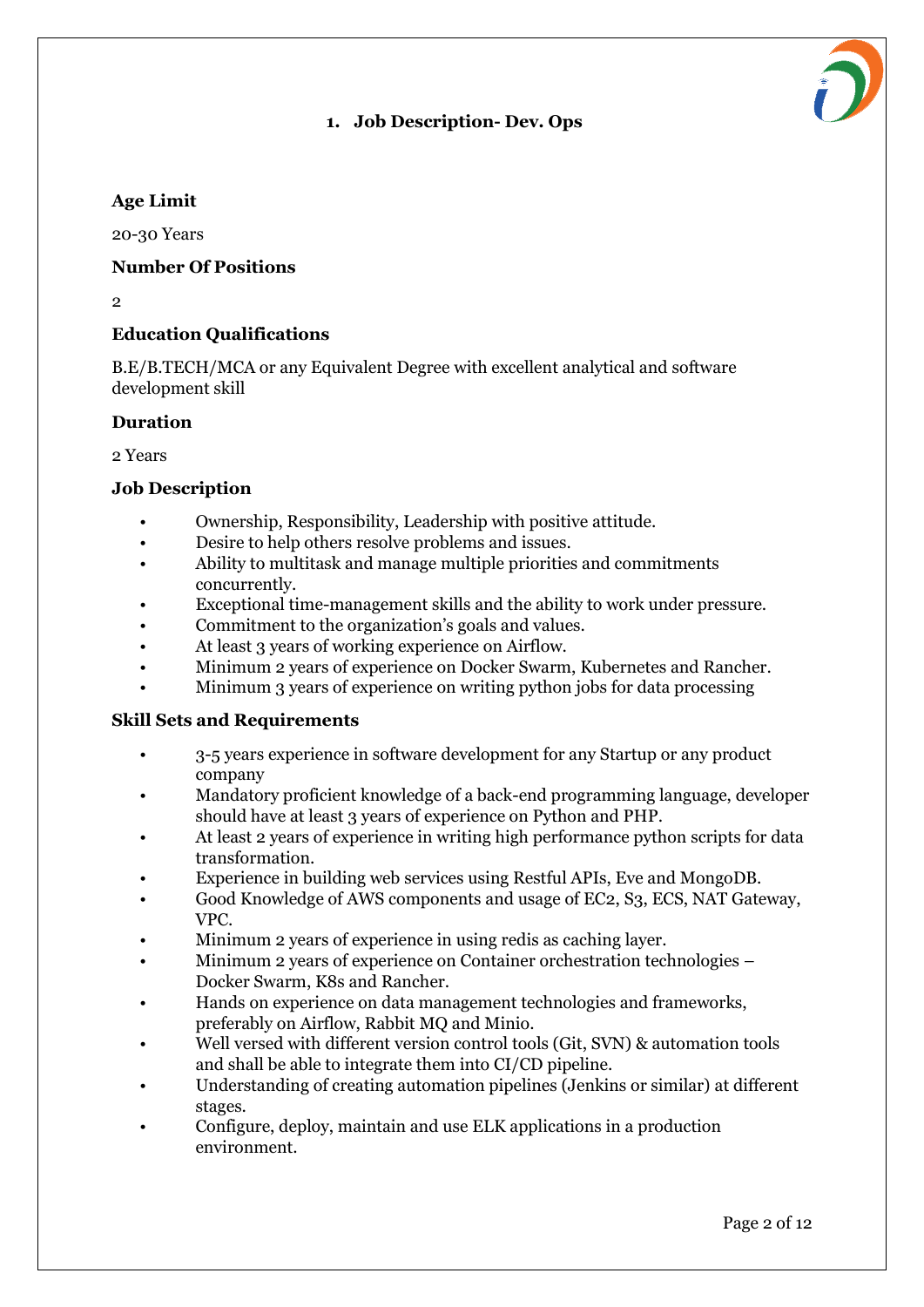## 1. Job Description- Dev. Ops

**Age Limit**

20-30 Years

**Number Of Positions**

2

**Education Qualifications**

B.E/B.TECH/MCA or any Equivalent Degree with excellent analytical and software development skill

**Duration**

2 Years

**Job Description**

- Ownership, Responsibility, Leadership with positive attitude.
- Desire to help others resolve problems and issues.
- Ability to multitask and manage multiple priorities and commitments concurrently.
- Exceptional time-management skills and the ability to work under pressure.
- Commitment to the organization's goals and values.
- At least 3 years of working experience on Airflow.
- Minimum 2 years of experience on Docker Swarm, Kubernetes and Rancher.
- Minimum 3 years of experience on writing python jobs for data processing

**Skill Sets and Requirements**

- 3-5 years experience in software development for any Startup or any product company
- Mandatory proficient knowledge of a back-end programming language, developer should have at least 3 years of experience on Python and PHP.
- At least 2 years of experience in writing high performance python scripts for data transformation.
- Experience in building web services using Restful APIs, Eve and MongoDB.
- Good Knowledge of AWS components and usage of EC2, S3, ECS, NAT Gateway, VPC.
- Minimum 2 years of experience in using redis as caching layer.
- Minimum 2 years of experience on Container orchestration technologies – Docker Swarm, K8s and Rancher.
- Hands on experience on data management technologies and frameworks, preferably on Airflow, Rabbit MQ and Minio.
- Well versed with different version control tools (Git, SVN) & automation tools and shall be able to integrate them into CI/CD pipeline.
- Understanding of creating automation pipelines (Jenkins or similar) at different stages.
- Configure, deploy, maintain and use ELK applications in a production environment.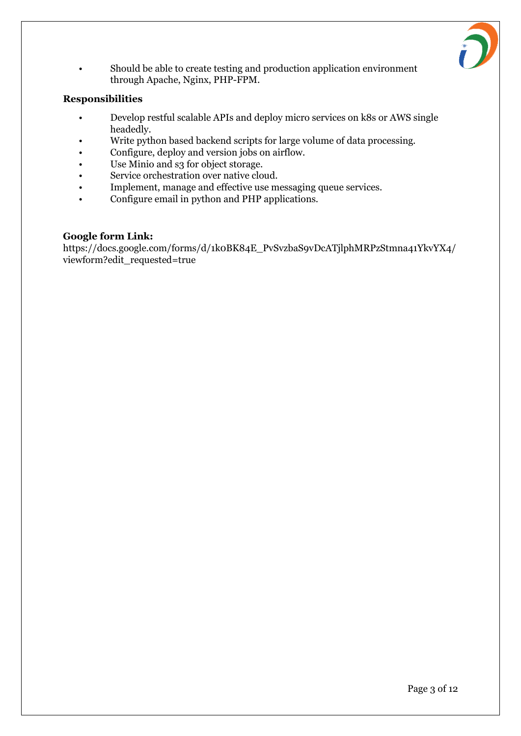- Should be able to create testing and production application environment through Apache, Nginx, PHP-FPM.

**Responsibilities**

- Develop restful scalable APIs and deploy micro services on k8s or AWS single headedly.
- Write python based backend scripts for large volume of data processing.
- Configure, deploy and version jobs on airflow.
- Use Minio and s3 for object storage.
- Service orchestration over native cloud.
- Implement, manage and effective use messaging queue services.
- Configure email in python and PHP applications.

**Google form Link:**
https://docs.google.com/forms/d/1k0BK84E_PvSvzbaS9vDcATjlphMRPzStmna41YkvYX4/viewform?edit_requested=true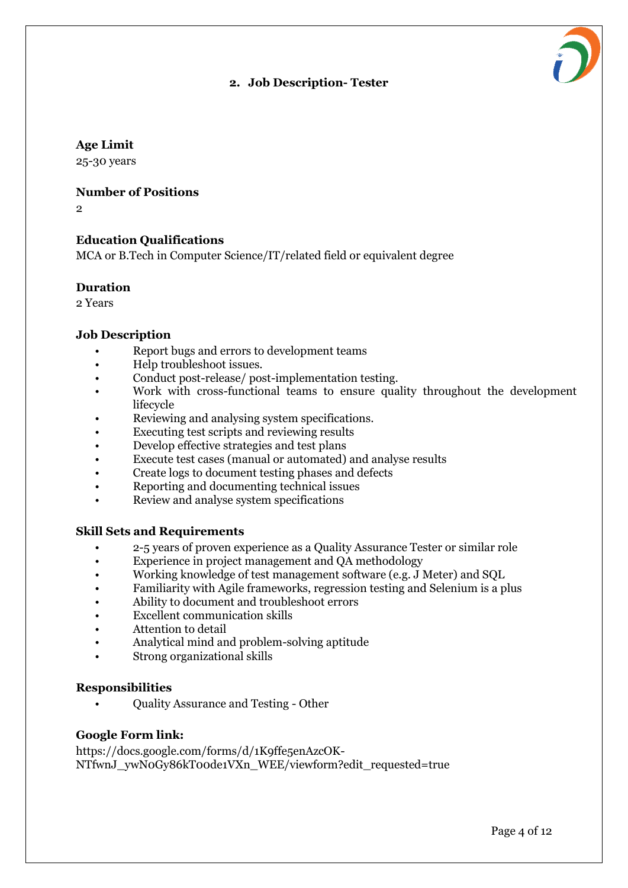## 2. Job Description- Tester

**Age Limit**
25-30 years

**Number of Positions**
2

**Education Qualifications**
MCA or B.Tech in Computer Science/IT/related field or equivalent degree

**Duration**
2 Years

**Job Description**

- Report bugs and errors to development teams
- Help troubleshoot issues.
- Conduct post-release/ post-implementation testing.
- Work with cross-functional teams to ensure quality throughout the development lifecycle
- Reviewing and analysing system specifications.
- Executing test scripts and reviewing results
- Develop effective strategies and test plans
- Execute test cases (manual or automated) and analyse results
- Create logs to document testing phases and defects
- Reporting and documenting technical issues
- Review and analyse system specifications

**Skill Sets and Requirements**

- 2-5 years of proven experience as a Quality Assurance Tester or similar role
- Experience in project management and QA methodology
- Working knowledge of test management software (e.g. J Meter) and SQL
- Familiarity with Agile frameworks, regression testing and Selenium is a plus
- Ability to document and troubleshoot errors
- Excellent communication skills
- Attention to detail
- Analytical mind and problem-solving aptitude
- Strong organizational skills

**Responsibilities**

- Quality Assurance and Testing - Other

**Google Form link:**
https://docs.google.com/forms/d/1K9ffe5enAzcOK-NTfwnJ_ywNoGy86kToode1VXn_WEE/viewform?edit_requested=true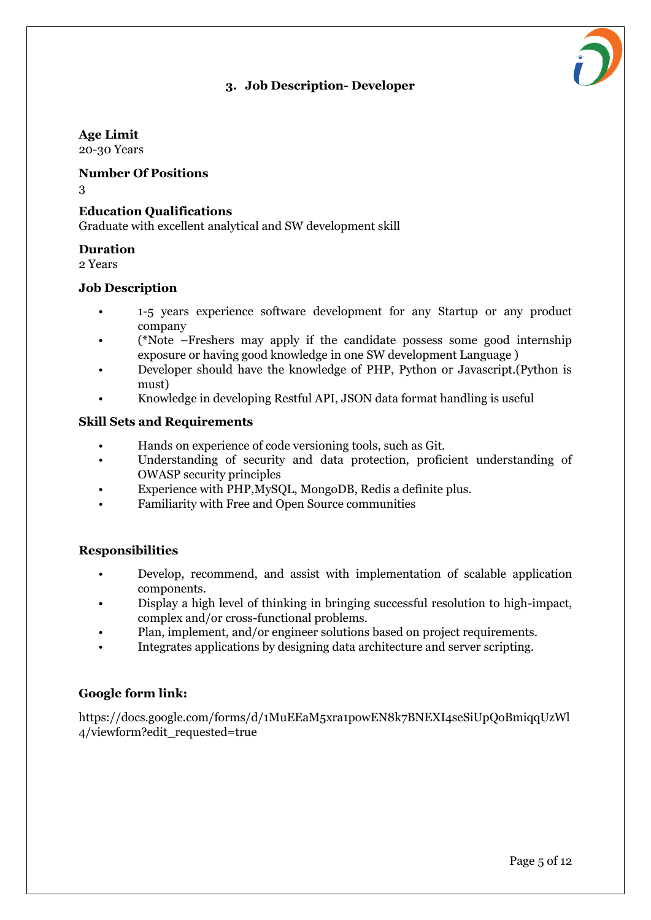## 3. Job Description- Developer

**Age Limit**
20-30 Years

**Number Of Positions**
3

**Education Qualifications**
Graduate with excellent analytical and SW development skill

**Duration**
2 Years

**Job Description**

- 1-5 years experience software development for any Startup or any product company
- (*Note –Freshers may apply if the candidate possess some good internship exposure or having good knowledge in one SW development Language )
- Developer should have the knowledge of PHP, Python or Javascript.(Python is must)
- Knowledge in developing Restful API, JSON data format handling is useful

**Skill Sets and Requirements**

- Hands on experience of code versioning tools, such as Git.
- Understanding of security and data protection, proficient understanding of OWASP security principles
- Experience with PHP,MySQL, MongoDB, Redis a definite plus.
- Familiarity with Free and Open Source communities

**Responsibilities**

- Develop, recommend, and assist with implementation of scalable application components.
- Display a high level of thinking in bringing successful resolution to high-impact, complex and/or cross-functional problems.
- Plan, implement, and/or engineer solutions based on project requirements.
- Integrates applications by designing data architecture and server scripting.

**Google form link:**

https://docs.google.com/forms/d/1MuEEaM5xra1powEN8k7BNEXI4seSiUpQoBmiqqUzWl4/viewform?edit_requested=true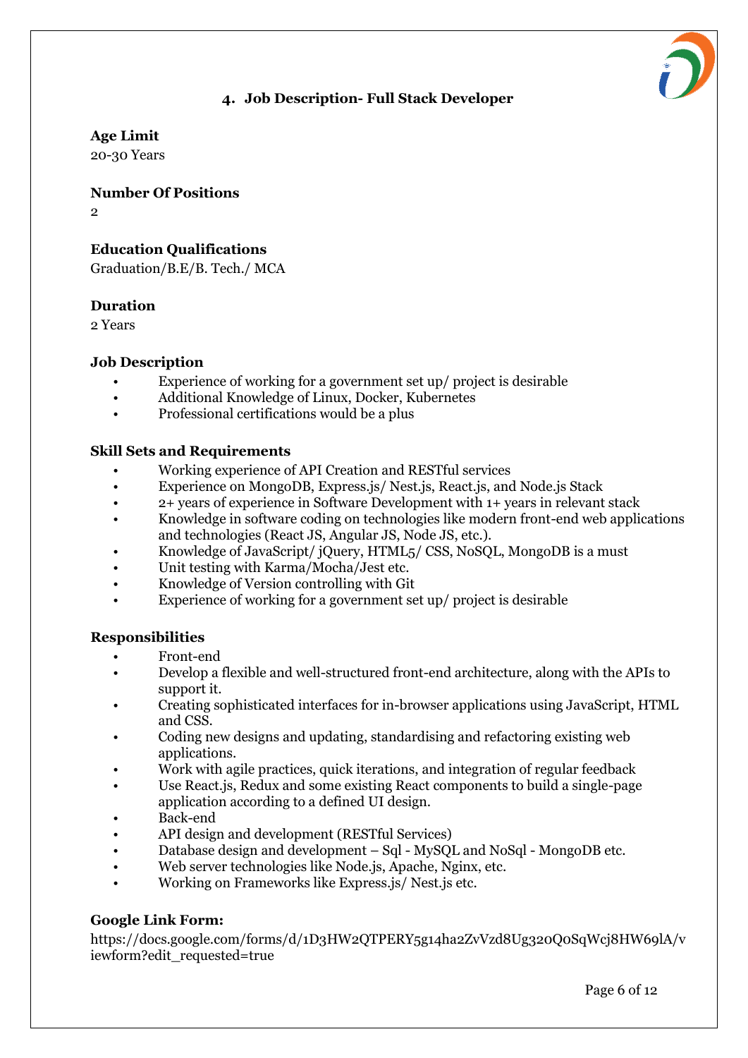## 4. Job Description- Full Stack Developer

**Age Limit**
20-30 Years

**Number Of Positions**
2

**Education Qualifications**
Graduation/B.E/B. Tech./ MCA

**Duration**
2 Years

**Job Description**

- Experience of working for a government set up/ project is desirable
- Additional Knowledge of Linux, Docker, Kubernetes
- Professional certifications would be a plus

**Skill Sets and Requirements**

- Working experience of API Creation and RESTful services
- Experience on MongoDB, Express.js/ Nest.js, React.js, and Node.js Stack
- 2+ years of experience in Software Development with 1+ years in relevant stack
- Knowledge in software coding on technologies like modern front-end web applications and technologies (React JS, Angular JS, Node JS, etc.).
- Knowledge of JavaScript/ jQuery, HTML5/ CSS, NoSQL, MongoDB is a must
- Unit testing with Karma/Mocha/Jest etc.
- Knowledge of Version controlling with Git
- Experience of working for a government set up/ project is desirable

**Responsibilities**

- Front-end
- Develop a flexible and well-structured front-end architecture, along with the APIs to support it.
- Creating sophisticated interfaces for in-browser applications using JavaScript, HTML and CSS.
- Coding new designs and updating, standardising and refactoring existing web applications.
- Work with agile practices, quick iterations, and integration of regular feedback
- Use React.js, Redux and some existing React components to build a single-page application according to a defined UI design.
- Back-end
- API design and development (RESTful Services)
- Database design and development – Sql - MySQL and NoSql - MongoDB etc.
- Web server technologies like Node.js, Apache, Nginx, etc.
- Working on Frameworks like Express.js/ Nest.js etc.

**Google Link Form:**
https://docs.google.com/forms/d/1D3HW2QTPERY5g14ha2ZvVzd8Ug320Q0SqWcj8HW69lA/viewform?edit_requested=true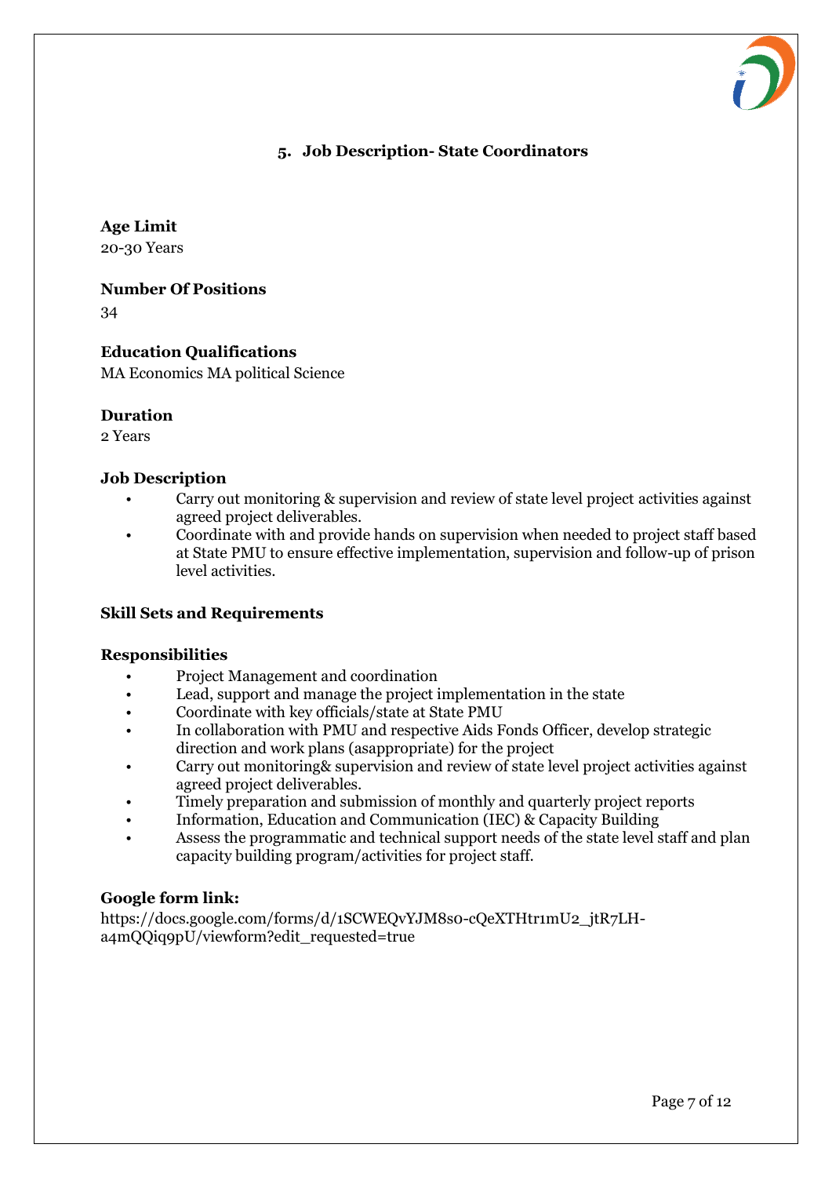## 5. Job Description- State Coordinators

**Age Limit**
20-30 Years

**Number Of Positions**
34

**Education Qualifications**
MA Economics MA political Science

**Duration**
2 Years

**Job Description**

- Carry out monitoring & supervision and review of state level project activities against agreed project deliverables.
- Coordinate with and provide hands on supervision when needed to project staff based at State PMU to ensure effective implementation, supervision and follow-up of prison level activities.

**Skill Sets and Requirements**

**Responsibilities**

- Project Management and coordination
- Lead, support and manage the project implementation in the state
- Coordinate with key officials/state at State PMU
- In collaboration with PMU and respective Aids Fonds Officer, develop strategic direction and work plans (asappropriate) for the project
- Carry out monitoring& supervision and review of state level project activities against agreed project deliverables.
- Timely preparation and submission of monthly and quarterly project reports
- Information, Education and Communication (IEC) & Capacity Building
- Assess the programmatic and technical support needs of the state level staff and plan capacity building program/activities for project staff.

**Google form link:**
https://docs.google.com/forms/d/1SCWEQvYJM8s0-cQeXTHtr1mU2_jtR7LH-a4mQQiq9pU/viewform?edit_requested=true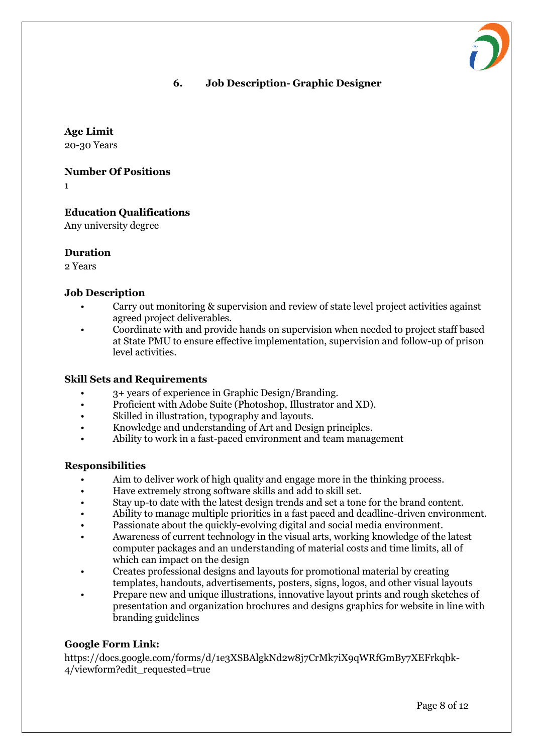## 6. Job Description- Graphic Designer

**Age Limit**
20-30 Years

**Number Of Positions**
1

**Education Qualifications**
Any university degree

**Duration**
2 Years

**Job Description**

- Carry out monitoring & supervision and review of state level project activities against agreed project deliverables.
- Coordinate with and provide hands on supervision when needed to project staff based at State PMU to ensure effective implementation, supervision and follow-up of prison level activities.

**Skill Sets and Requirements**

- 3+ years of experience in Graphic Design/Branding.
- Proficient with Adobe Suite (Photoshop, Illustrator and XD).
- Skilled in illustration, typography and layouts.
- Knowledge and understanding of Art and Design principles.
- Ability to work in a fast-paced environment and team management

**Responsibilities**

- Aim to deliver work of high quality and engage more in the thinking process.
- Have extremely strong software skills and add to skill set.
- Stay up-to date with the latest design trends and set a tone for the brand content.
- Ability to manage multiple priorities in a fast paced and deadline-driven environment.
- Passionate about the quickly-evolving digital and social media environment.
- Awareness of current technology in the visual arts, working knowledge of the latest computer packages and an understanding of material costs and time limits, all of which can impact on the design
- Creates professional designs and layouts for promotional material by creating templates, handouts, advertisements, posters, signs, logos, and other visual layouts
- Prepare new and unique illustrations, innovative layout prints and rough sketches of presentation and organization brochures and designs graphics for website in line with branding guidelines

**Google Form Link:**
https://docs.google.com/forms/d/1e3XSBAlgkNd2w8j7CrMk7iX9qWRfGmBy7XEFrkqbk-4/viewform?edit_requested=true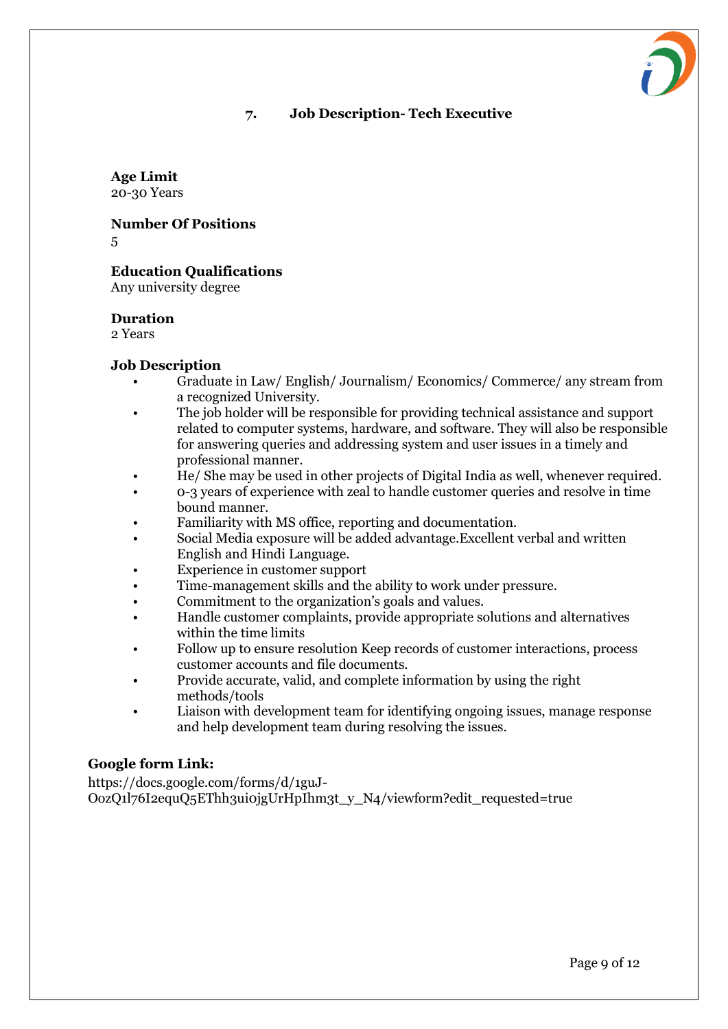## 7. Job Description- Tech Executive

**Age Limit**
20-30 Years

**Number Of Positions**
5

**Education Qualifications**
Any university degree

**Duration**
2 Years

**Job Description**

- Graduate in Law/ English/ Journalism/ Economics/ Commerce/ any stream from a recognized University.
- The job holder will be responsible for providing technical assistance and support related to computer systems, hardware, and software. They will also be responsible for answering queries and addressing system and user issues in a timely and professional manner.
- He/ She may be used in other projects of Digital India as well, whenever required.
- 0-3 years of experience with zeal to handle customer queries and resolve in time bound manner.
- Familiarity with MS office, reporting and documentation.
- Social Media exposure will be added advantage.Excellent verbal and written English and Hindi Language.
- Experience in customer support
- Time-management skills and the ability to work under pressure.
- Commitment to the organization's goals and values.
- Handle customer complaints, provide appropriate solutions and alternatives within the time limits
- Follow up to ensure resolution Keep records of customer interactions, process customer accounts and file documents.
- Provide accurate, valid, and complete information by using the right methods/tools
- Liaison with development team for identifying ongoing issues, manage response and help development team during resolving the issues.

**Google form Link:**
https://docs.google.com/forms/d/1guJ-OozQ1l76I2equQ5EThh3ui0jgUrHpIhm3t_y_N4/viewform?edit_requested=true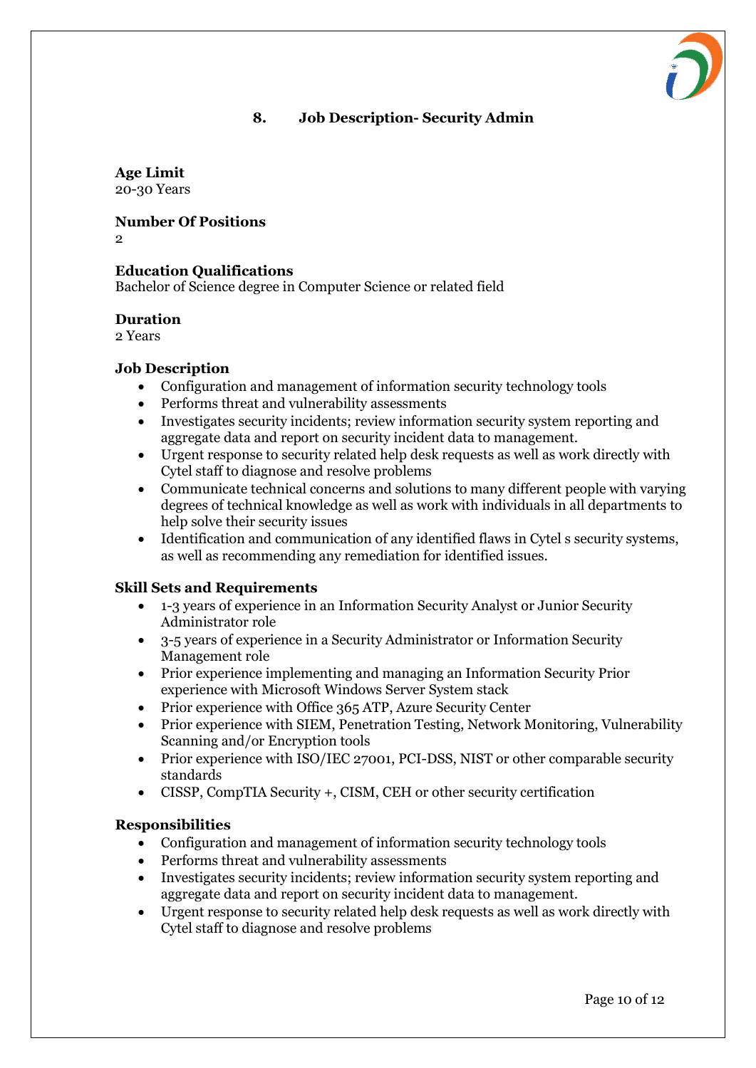## 8. Job Description- Security Admin

**Age Limit**
20-30 Years

**Number Of Positions**
2

**Education Qualifications**
Bachelor of Science degree in Computer Science or related field

**Duration**
2 Years

**Job Description**

- Configuration and management of information security technology tools
- Performs threat and vulnerability assessments
- Investigates security incidents; review information security system reporting and aggregate data and report on security incident data to management.
- Urgent response to security related help desk requests as well as work directly with Cytel staff to diagnose and resolve problems
- Communicate technical concerns and solutions to many different people with varying degrees of technical knowledge as well as work with individuals in all departments to help solve their security issues
- Identification and communication of any identified flaws in Cytel s security systems, as well as recommending any remediation for identified issues.

**Skill Sets and Requirements**

- 1-3 years of experience in an Information Security Analyst or Junior Security Administrator role
- 3-5 years of experience in a Security Administrator or Information Security Management role
- Prior experience implementing and managing an Information Security Prior experience with Microsoft Windows Server System stack
- Prior experience with Office 365 ATP, Azure Security Center
- Prior experience with SIEM, Penetration Testing, Network Monitoring, Vulnerability Scanning and/or Encryption tools
- Prior experience with ISO/IEC 27001, PCI-DSS, NIST or other comparable security standards
- CISSP, CompTIA Security +, CISM, CEH or other security certification

**Responsibilities**

- Configuration and management of information security technology tools
- Performs threat and vulnerability assessments
- Investigates security incidents; review information security system reporting and aggregate data and report on security incident data to management.
- Urgent response to security related help desk requests as well as work directly with Cytel staff to diagnose and resolve problems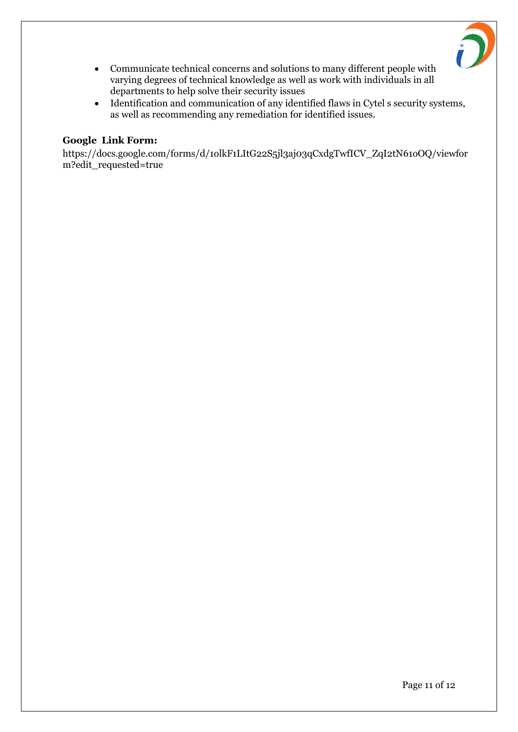- Communicate technical concerns and solutions to many different people with varying degrees of technical knowledge as well as work with individuals in all departments to help solve their security issues
- Identification and communication of any identified flaws in Cytel s security systems, as well as recommending any remediation for identified issues.

**Google Link Form:**

https://docs.google.com/forms/d/1olkF1LItG22S5jl3aj03qCxdgTwfICV_ZqI2tN61oOQ/viewform?edit_requested=true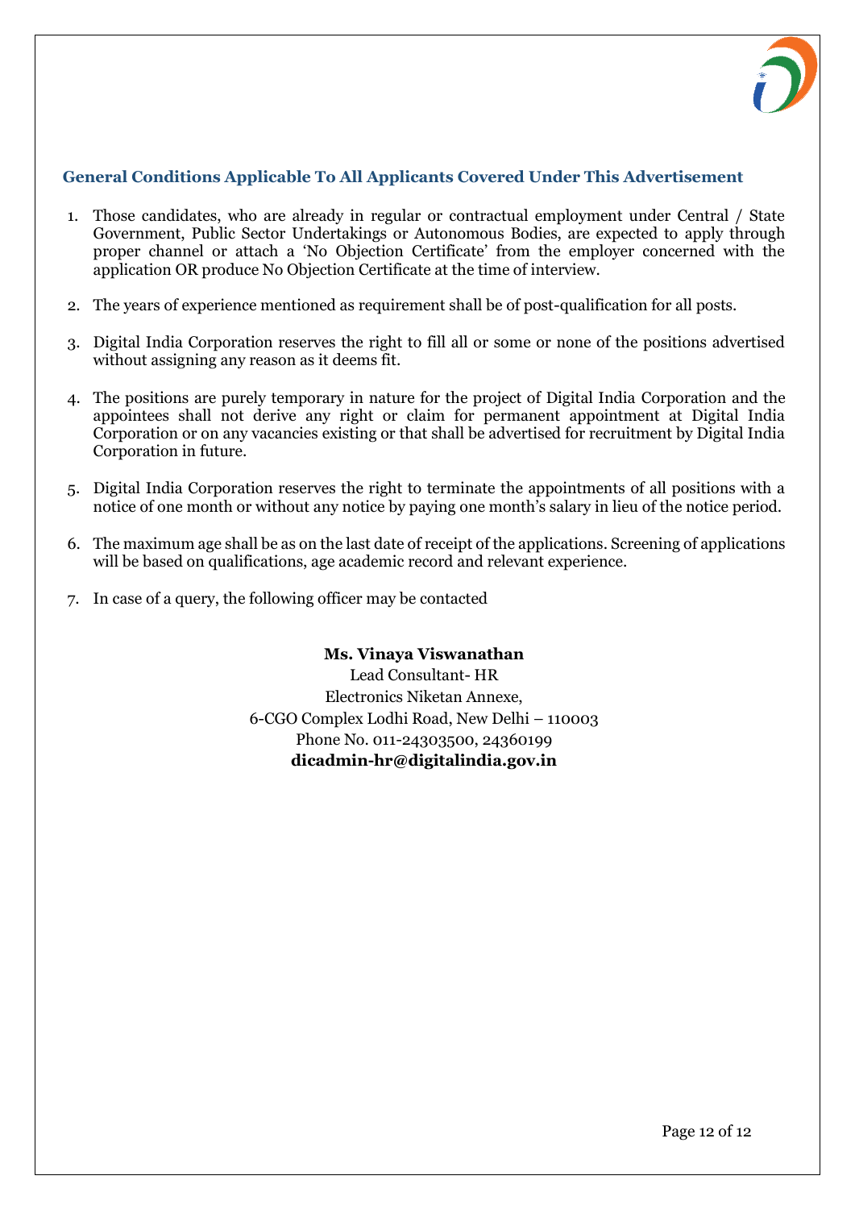## General Conditions Applicable To All Applicants Covered Under This Advertisement

1. Those candidates, who are already in regular or contractual employment under Central / State Government, Public Sector Undertakings or Autonomous Bodies, are expected to apply through proper channel or attach a 'No Objection Certificate' from the employer concerned with the application OR produce No Objection Certificate at the time of interview.

2. The years of experience mentioned as requirement shall be of post-qualification for all posts.

3. Digital India Corporation reserves the right to fill all or some or none of the positions advertised without assigning any reason as it deems fit.

4. The positions are purely temporary in nature for the project of Digital India Corporation and the appointees shall not derive any right or claim for permanent appointment at Digital India Corporation or on any vacancies existing or that shall be advertised for recruitment by Digital India Corporation in future.

5. Digital India Corporation reserves the right to terminate the appointments of all positions with a notice of one month or without any notice by paying one month's salary in lieu of the notice period.

6. The maximum age shall be as on the last date of receipt of the applications. Screening of applications will be based on qualifications, age academic record and relevant experience.

7. In case of a query, the following officer may be contacted

**Ms. Vinaya Viswanathan**
Lead Consultant- HR
Electronics Niketan Annexe,
6-CGO Complex Lodhi Road, New Delhi – 110003
Phone No. 011-24303500, 24360199
**dicadmin-hr@digitalindia.gov.in**